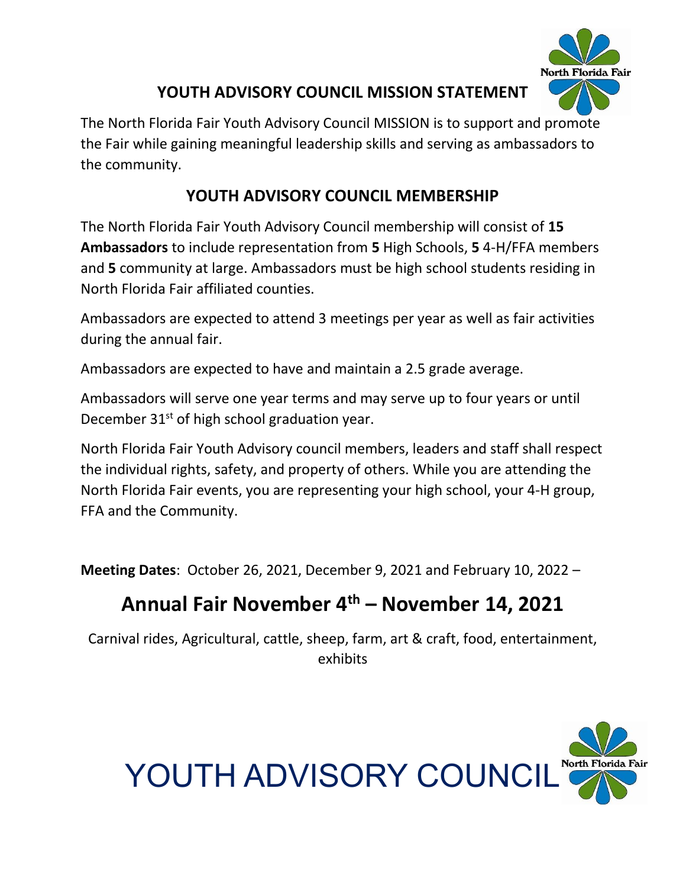## YOUTH ADVISORY COUNCIL MISSION STATEMENT

The North Florida Fair Youth Advisory Council MISSION is to support and promote the Fair while gaining meaningful leadership skills and serving as ambassadors to the community.

## YOUTH ADVISORY COUNCIL MEMBERSHIP

The North Florida Fair Youth Advisory Council membership will consist of **15 Ambassadors** to include representation from **5** High Schools, **5** 4-H/FFA members and **5** community at large. Ambassadors must be high school students residing in North Florida Fair affiliated counties.

Ambassadors are expected to attend 3 meetings per year as well as fair activities during the annual fair.

Ambassadors are expected to have and maintain a 2.5 grade average.

Ambassadors will serve one year terms and may serve up to four years or until December 31st of high school graduation year.

North Florida Fair Youth Advisory council members, leaders and staff shall respect the individual rights, safety, and property of others. While you are attending the North Florida Fair events, you are representing your high school, your 4-H group, FFA and the Community.

**Meeting Dates**: October 26, 2021, December 9, 2021 and February 10, 2022 –

# Annual Fair November 4th – November 14, 2021

Carnival rides, Agricultural, cattle, sheep, farm, art & craft, food, entertainment, exhibits

# YOUTH ADVISORY COUNCIL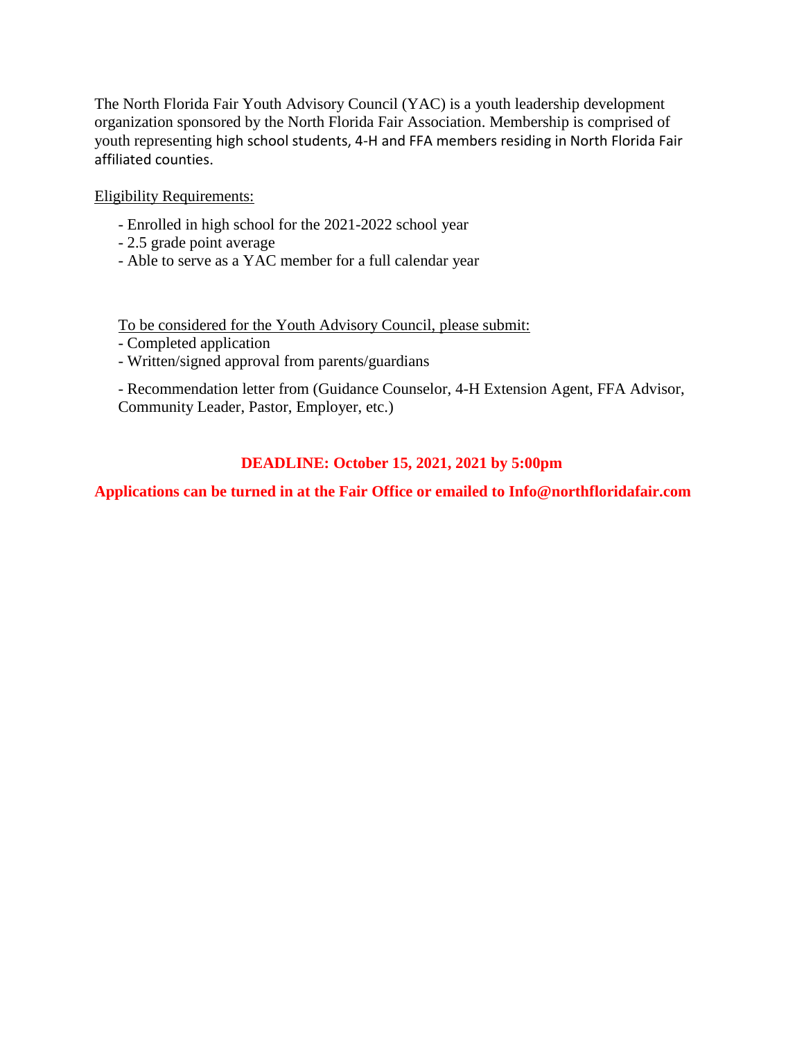The North Florida Fair Youth Advisory Council (YAC) is a youth leadership development organization sponsored by the North Florida Fair Association. Membership is comprised of youth representing high school students, 4-H and FFA members residing in North Florida Fair affiliated counties.

Eligibility Requirements:

- Enrolled in high school for the 2021-2022 school year
- 2.5 grade point average
- Able to serve as a YAC member for a full calendar year

To be considered for the Youth Advisory Council, please submit:

- Completed application
- Written/signed approval from parents/guardians
- Recommendation letter from (Guidance Counselor, 4-H Extension Agent, FFA Advisor, Community Leader, Pastor, Employer, etc.)

**DEADLINE: October 15, 2021, 2021 by 5:00pm**

**Applications can be turned in at the Fair Office or emailed to Info@northfloridafair.com**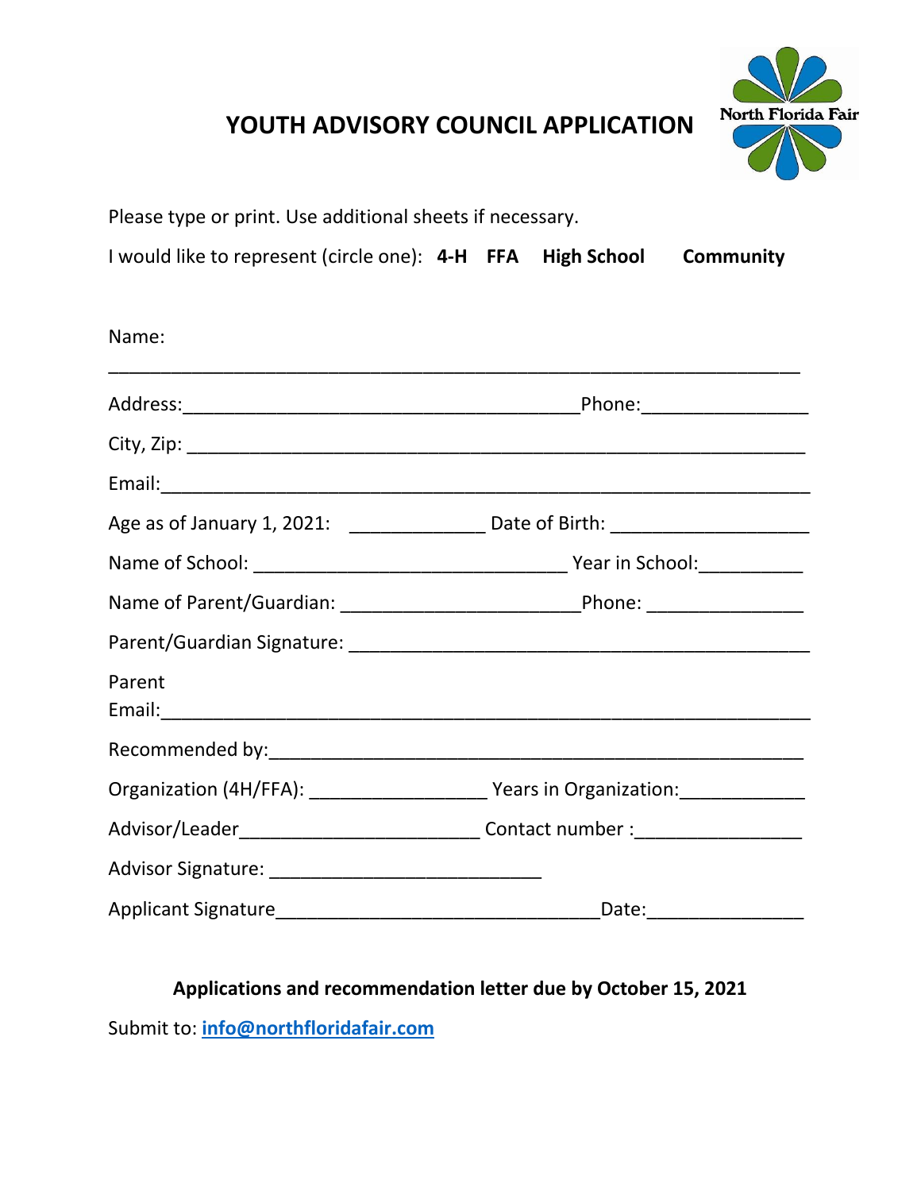# YOUTH ADVISORY COUNCIL APPLICATION

North Florida Fair

Please type or print. Use additional sheets if necessary.

I would like to represent (circle one): **4-H** **FFA** **High School** **Community**

Name: ____________________________________________________________

Address: ______________________________________ Phone: ________________

City, Zip: ____________________________________________________________

Email: _______________________________________________________________

Age as of January 1, 2021: _____________ Date of Birth: ___________________

Name of School: ______________________________ Year in School: __________

Name of Parent/Guardian: ______________________ Phone: _______________

Parent/Guardian Signature: ____________________________________________

Parent Email: _________________________________________________________

Recommended by: _____________________________________________________

Organization (4H/FFA): ________________ Years in Organization: ____________

Advisor/Leader ______________________ Contact number : ________________

Advisor Signature: __________________________

Applicant Signature _____________________________ Date: _______________

**Applications and recommendation letter due by October 15, 2021**

Submit to: **info@northfloridafair.com**